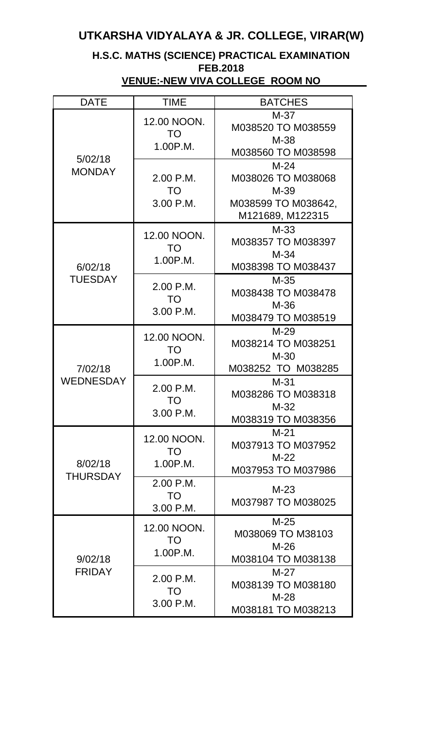# UTKARSHA VIDYALAYA & JR. COLLEGE, VIRAR(W)

### H.S.C. MATHS (SCIENCE) PRACTICAL EXAMINATION
### FEB.2018
### VENUE:-NEW VIVA COLLEGE ROOM NO

| DATE | TIME | BATCHES |
|---|---|---|
| 5/02/18 MONDAY | 12.00 NOON. TO 1.00P.M. | M-37 M038520 TO M038559 M-38 M038560 TO M038598 |
| | 2.00 P.M. TO 3.00 P.M. | M-24 M038026 TO M038068 M-39 M038599 TO M038642, M121689, M122315 |
| 6/02/18 TUESDAY | 12.00 NOON. TO 1.00P.M. | M-33 M038357 TO M038397 M-34 M038398 TO M038437 |
| | 2.00 P.M. TO 3.00 P.M. | M-35 M038438 TO M038478 M-36 M038479 TO M038519 |
| 7/02/18 WEDNESDAY | 12.00 NOON. TO 1.00P.M. | M-29 M038214 TO M038251 M-30 M038252 TO M038285 |
| | 2.00 P.M. TO 3.00 P.M. | M-31 M038286 TO M038318 M-32 M038319 TO M038356 |
| 8/02/18 THURSDAY | 12.00 NOON. TO 1.00P.M. | M-21 M037913 TO M037952 M-22 M037953 TO M037986 |
| | 2.00 P.M. TO 3.00 P.M. | M-23 M037987 TO M038025 |
| 9/02/18 FRIDAY | 12.00 NOON. TO 1.00P.M. | M-25 M038069 TO M38103 M-26 M038104 TO M038138 |
| | 2.00 P.M. TO 3.00 P.M. | M-27 M038139 TO M038180 M-28 M038181 TO M038213 |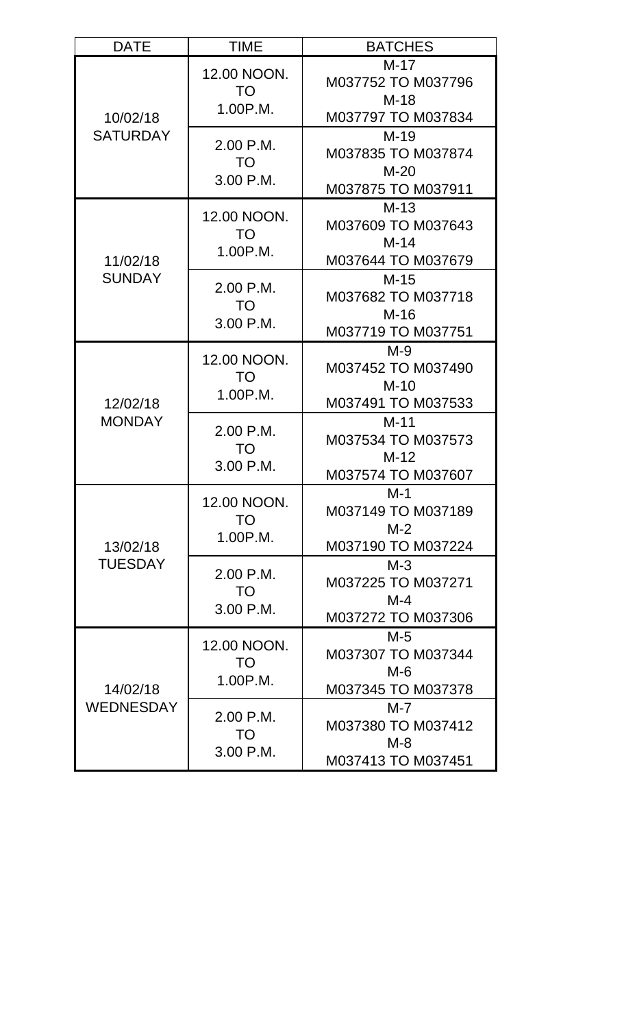| DATE | TIME | BATCHES |
| --- | --- | --- |
| 10/02/18 SATURDAY | 12.00 NOON. TO 1.00P.M. | M-17 M037752 TO M037796 M-18 M037797 TO M037834 |
| | 2.00 P.M. TO 3.00 P.M. | M-19 M037835 TO M037874 M-20 M037875 TO M037911 |
| 11/02/18 SUNDAY | 12.00 NOON. TO 1.00P.M. | M-13 M037609 TO M037643 M-14 M037644 TO M037679 |
| | 2.00 P.M. TO 3.00 P.M. | M-15 M037682 TO M037718 M-16 M037719 TO M037751 |
| 12/02/18 MONDAY | 12.00 NOON. TO 1.00P.M. | M-9 M037452 TO M037490 M-10 M037491 TO M037533 |
| | 2.00 P.M. TO 3.00 P.M. | M-11 M037534 TO M037573 M-12 M037574 TO M037607 |
| 13/02/18 TUESDAY | 12.00 NOON. TO 1.00P.M. | M-1 M037149 TO M037189 M-2 M037190 TO M037224 |
| | 2.00 P.M. TO 3.00 P.M. | M-3 M037225 TO M037271 M-4 M037272 TO M037306 |
| 14/02/18 WEDNESDAY | 12.00 NOON. TO 1.00P.M. | M-5 M037307 TO M037344 M-6 M037345 TO M037378 |
| | 2.00 P.M. TO 3.00 P.M. | M-7 M037380 TO M037412 M-8 M037413 TO M037451 |